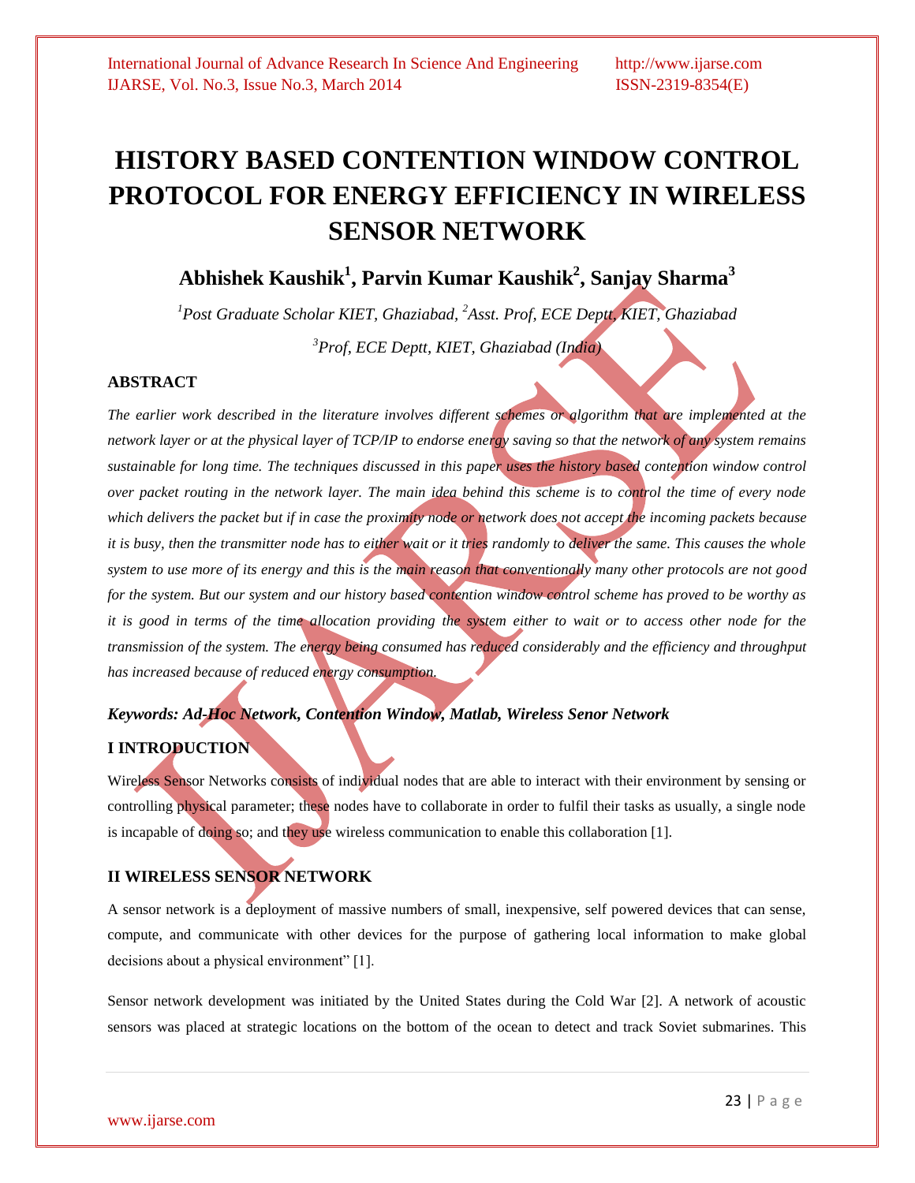# HISTORY BASED CONTENTION WINDOW CONTROL PROTOCOL FOR ENERGY EFFICIENCY IN WIRELESS SENSOR NETWORK

**Abhishek Kaushik[1], Parvin Kumar Kaushik[2], Sanjay Sharma[3]**

*[1]Post Graduate Scholar KIET, Ghaziabad, [2]Asst. Prof, ECE Deptt, KIET, Ghaziabad*

*[3]Prof, ECE Deptt, KIET, Ghaziabad (India)*

## ABSTRACT

*The earlier work described in the literature involves different schemes or algorithm that are implemented at the network layer or at the physical layer of TCP/IP to endorse energy saving so that the network of any system remains sustainable for long time. The techniques discussed in this paper uses the history based contention window control over packet routing in the network layer. The main idea behind this scheme is to control the time of every node which delivers the packet but if in case the proximity node or network does not accept the incoming packets because it is busy, then the transmitter node has to either wait or it tries randomly to deliver the same. This causes the whole system to use more of its energy and this is the main reason that conventionally many other protocols are not good for the system. But our system and our history based contention window control scheme has proved to be worthy as it is good in terms of the time allocation providing the system either to wait or to access other node for the transmission of the system. The energy being consumed has reduced considerably and the efficiency and throughput has increased because of reduced energy consumption.*

***Keywords: Ad-Hoc Network, Contention Window, Matlab, Wireless Senor Network***

## I INTRODUCTION

Wireless Sensor Networks consists of individual nodes that are able to interact with their environment by sensing or controlling physical parameter; these nodes have to collaborate in order to fulfil their tasks as usually, a single node is incapable of doing so; and they use wireless communication to enable this collaboration [1].

## II WIRELESS SENSOR NETWORK

A sensor network is a deployment of massive numbers of small, inexpensive, self powered devices that can sense, compute, and communicate with other devices for the purpose of gathering local information to make global decisions about a physical environment" [1].

Sensor network development was initiated by the United States during the Cold War [2]. A network of acoustic sensors was placed at strategic locations on the bottom of the ocean to detect and track Soviet submarines. This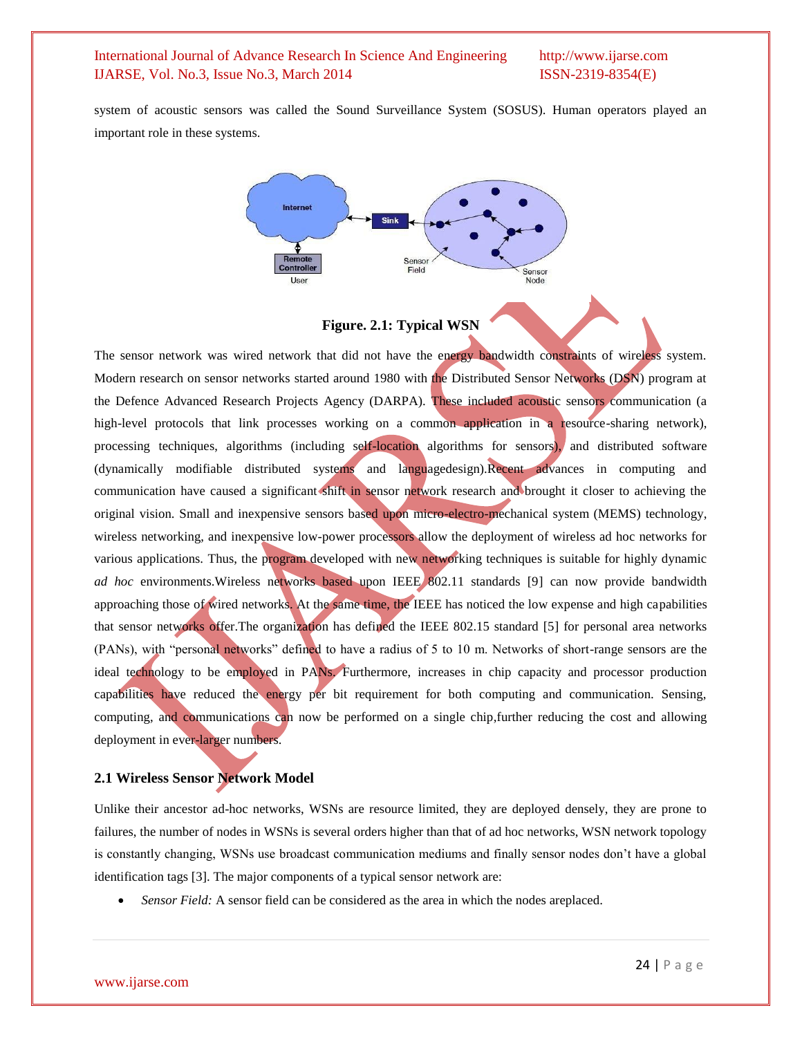system of acoustic sensors was called the Sound Surveillance System (SOSUS). Human operators played an important role in these systems.

**Figure. 2.1: Typical WSN**

The sensor network was wired network that did not have the energy bandwidth constraints of wireless system. Modern research on sensor networks started around 1980 with the Distributed Sensor Networks (DSN) program at the Defence Advanced Research Projects Agency (DARPA). These included acoustic sensors communication (a high-level protocols that link processes working on a common application in a resource-sharing network), processing techniques, algorithms (including self-location algorithms for sensors), and distributed software (dynamically modifiable distributed systems and languagedesign).Recent advances in computing and communication have caused a significant shift in sensor network research and brought it closer to achieving the original vision. Small and inexpensive sensors based upon micro-electro-mechanical system (MEMS) technology, wireless networking, and inexpensive low-power processors allow the deployment of wireless ad hoc networks for various applications. Thus, the program developed with new networking techniques is suitable for highly dynamic *ad hoc* environments.Wireless networks based upon IEEE 802.11 standards [9] can now provide bandwidth approaching those of wired networks. At the same time, the IEEE has noticed the low expense and high capabilities that sensor networks offer.The organization has defined the IEEE 802.15 standard [5] for personal area networks (PANs), with "personal networks" defined to have a radius of 5 to 10 m. Networks of short-range sensors are the ideal technology to be employed in PANs. Furthermore, increases in chip capacity and processor production capabilities have reduced the energy per bit requirement for both computing and communication. Sensing, computing, and communications can now be performed on a single chip,further reducing the cost and allowing deployment in ever-larger numbers.

### 2.1 Wireless Sensor Network Model

Unlike their ancestor ad-hoc networks, WSNs are resource limited, they are deployed densely, they are prone to failures, the number of nodes in WSNs is several orders higher than that of ad hoc networks, WSN network topology is constantly changing, WSNs use broadcast communication mediums and finally sensor nodes don't have a global identification tags [3]. The major components of a typical sensor network are:

- *Sensor Field:* A sensor field can be considered as the area in which the nodes areplaced.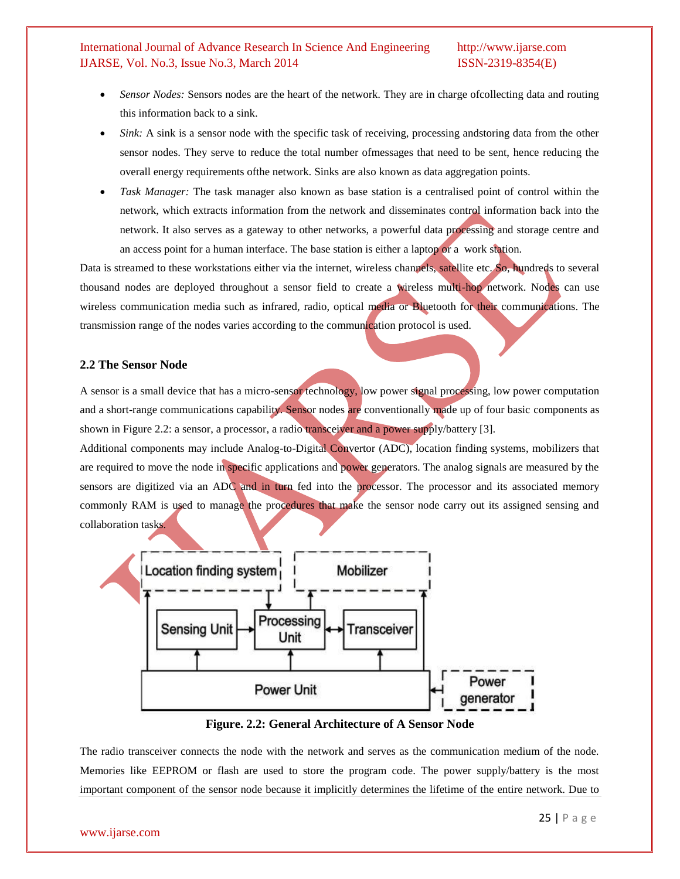- *Sensor Nodes:* Sensors nodes are the heart of the network. They are in charge ofcollecting data and routing this information back to a sink.
- *Sink:* A sink is a sensor node with the specific task of receiving, processing andstoring data from the other sensor nodes. They serve to reduce the total number ofmessages that need to be sent, hence reducing the overall energy requirements ofthe network. Sinks are also known as data aggregation points.
- *Task Manager:* The task manager also known as base station is a centralised point of control within the network, which extracts information from the network and disseminates control information back into the network. It also serves as a gateway to other networks, a powerful data processing and storage centre and an access point for a human interface. The base station is either a laptop or a work station.

Data is streamed to these workstations either via the internet, wireless channels, satellite etc. So, hundreds to several thousand nodes are deployed throughout a sensor field to create a wireless multi-hop network. Nodes can use wireless communication media such as infrared, radio, optical media or Bluetooth for their communications. The transmission range of the nodes varies according to the communication protocol is used.

### 2.2 The Sensor Node

A sensor is a small device that has a micro-sensor technology, low power signal processing, low power computation and a short-range communications capability. Sensor nodes are conventionally made up of four basic components as shown in Figure 2.2: a sensor, a processor, a radio transceiver and a power supply/battery [3].

Additional components may include Analog-to-Digital Convertor (ADC), location finding systems, mobilizers that are required to move the node in specific applications and power generators. The analog signals are measured by the sensors are digitized via an ADC and in turn fed into the processor. The processor and its associated memory commonly RAM is used to manage the procedures that make the sensor node carry out its assigned sensing and collaboration tasks.

Location finding system | Mobilizer | Sensing Unit | Processing Unit | Transceiver | Power Unit | Power generator

**Figure. 2.2: General Architecture of A Sensor Node**

The radio transceiver connects the node with the network and serves as the communication medium of the node. Memories like EEPROM or flash are used to store the program code. The power supply/battery is the most important component of the sensor node because it implicitly determines the lifetime of the entire network. Due to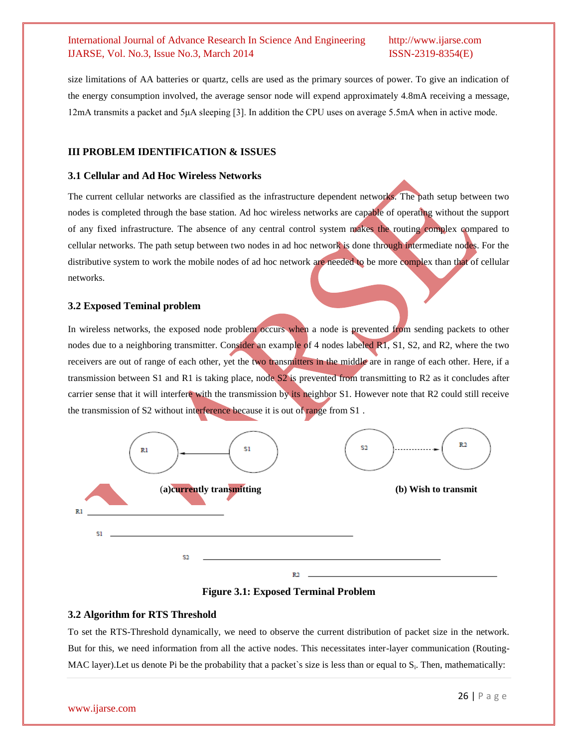size limitations of AA batteries or quartz, cells are used as the primary sources of power. To give an indication of the energy consumption involved, the average sensor node will expend approximately 4.8mA receiving a message, 12mA transmits a packet and 5μA sleeping [3]. In addition the CPU uses on average 5.5mA when in active mode.

## III PROBLEM IDENTIFICATION & ISSUES

### 3.1 Cellular and Ad Hoc Wireless Networks

The current cellular networks are classified as the infrastructure dependent networks. The path setup between two nodes is completed through the base station. Ad hoc wireless networks are capable of operating without the support of any fixed infrastructure. The absence of any central control system makes the routing complex compared to cellular networks. The path setup between two nodes in ad hoc network is done through intermediate nodes. For the distributive system to work the mobile nodes of ad hoc network are needed to be more complex than that of cellular networks.

### 3.2 Exposed Teminal problem

In wireless networks, the exposed node problem occurs when a node is prevented from sending packets to other nodes due to a neighboring transmitter. Consider an example of 4 nodes labeled R1, S1, S2, and R2, where the two receivers are out of range of each other, yet the two transmitters in the middle are in range of each other. Here, if a transmission between S1 and R1 is taking place, node S2 is prevented from transmitting to R2 as it concludes after carrier sense that it will interfere with the transmission by its neighbor S1. However note that R2 could still receive the transmission of S2 without interference because it is out of range from S1 .

R1 ← S1        S2 - - - → R2

(a)currently transmitting        (b) Wish to transmit

R1

S1

S2

R2

**Figure 3.1: Exposed Terminal Problem**

### 3.2 Algorithm for RTS Threshold

To set the RTS-Threshold dynamically, we need to observe the current distribution of packet size in the network. But for this, we need information from all the active nodes. This necessitates inter-layer communication (Routing-MAC layer).Let us denote Pi be the probability that a packet`s size is less than or equal to $S_i$. Then, mathematically: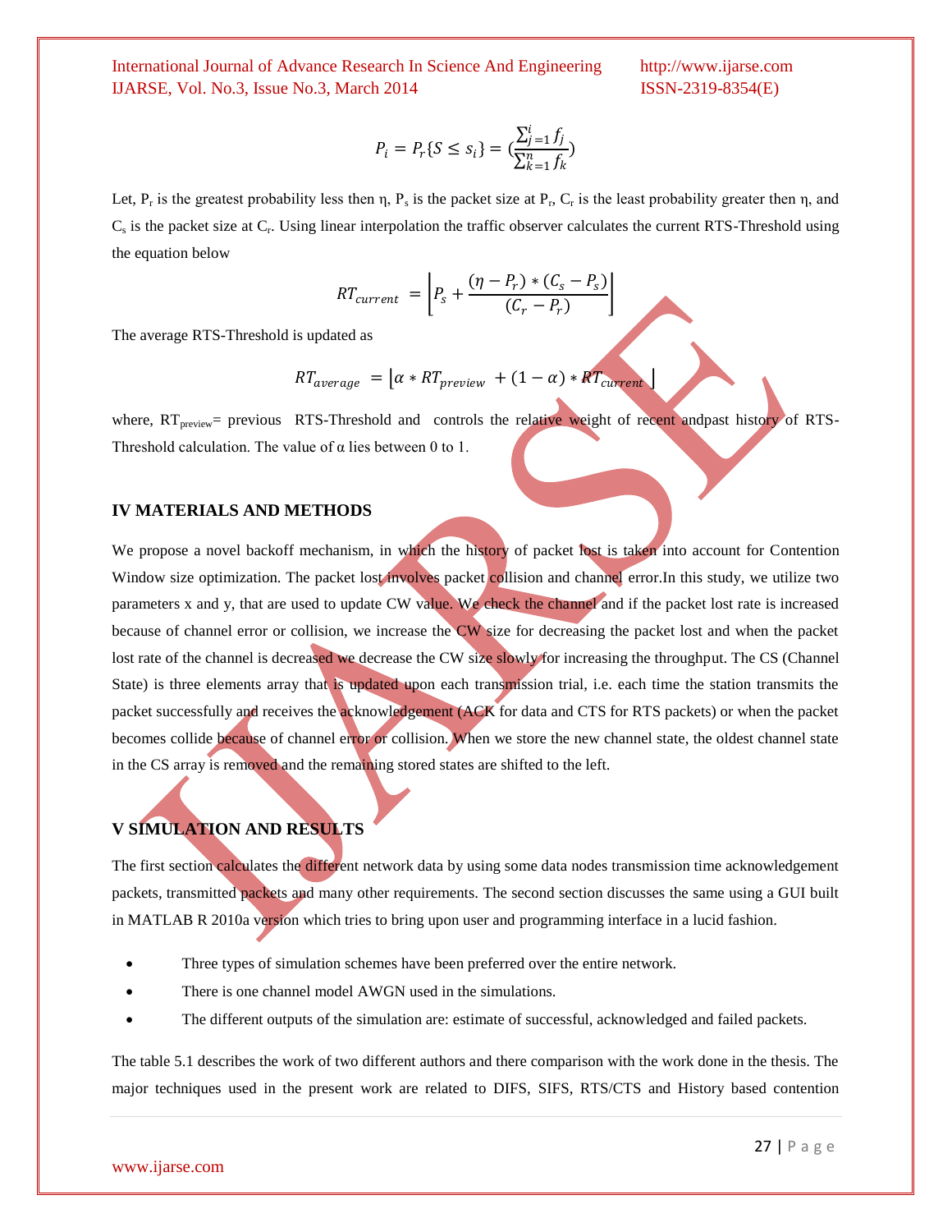$$P_i = P_r\{S \le s_i\} = \left(\frac{\sum_{j=1}^{i} f_j}{\sum_{k=1}^{n} f_k}\right)$$

Let, $P_r$ is the greatest probability less then η, $P_s$ is the packet size at $P_r$, $C_r$ is the least probability greater then η, and $C_s$ is the packet size at $C_r$. Using linear interpolation the traffic observer calculates the current RTS-Threshold using the equation below

$$RT_{current} = \left\lfloor P_s + \frac{(\eta - P_r) * (C_s - P_s)}{(C_r - P_r)} \right\rfloor$$

The average RTS-Threshold is updated as

$$RT_{average} = \lfloor \alpha * RT_{preview} + (1 - \alpha) * RT_{current} \rfloor$$

where, $RT_{preview}$= previous RTS-Threshold and controls the relative weight of recent andpast history of RTS-Threshold calculation. The value of α lies between 0 to 1.

## IV MATERIALS AND METHODS

We propose a novel backoff mechanism, in which the history of packet lost is taken into account for Contention Window size optimization. The packet lost involves packet collision and channel error.In this study, we utilize two parameters x and y, that are used to update CW value. We check the channel and if the packet lost rate is increased because of channel error or collision, we increase the CW size for decreasing the packet lost and when the packet lost rate of the channel is decreased we decrease the CW size slowly for increasing the throughput. The CS (Channel State) is three elements array that is updated upon each transmission trial, i.e. each time the station transmits the packet successfully and receives the acknowledgement (ACK for data and CTS for RTS packets) or when the packet becomes collide because of channel error or collision. When we store the new channel state, the oldest channel state in the CS array is removed and the remaining stored states are shifted to the left.

## V SIMULATION AND RESULTS

The first section calculates the different network data by using some data nodes transmission time acknowledgement packets, transmitted packets and many other requirements. The second section discusses the same using a GUI built in MATLAB R 2010a version which tries to bring upon user and programming interface in a lucid fashion.

- Three types of simulation schemes have been preferred over the entire network.
- There is one channel model AWGN used in the simulations.
- The different outputs of the simulation are: estimate of successful, acknowledged and failed packets.

The table 5.1 describes the work of two different authors and there comparison with the work done in the thesis. The major techniques used in the present work are related to DIFS, SIFS, RTS/CTS and History based contention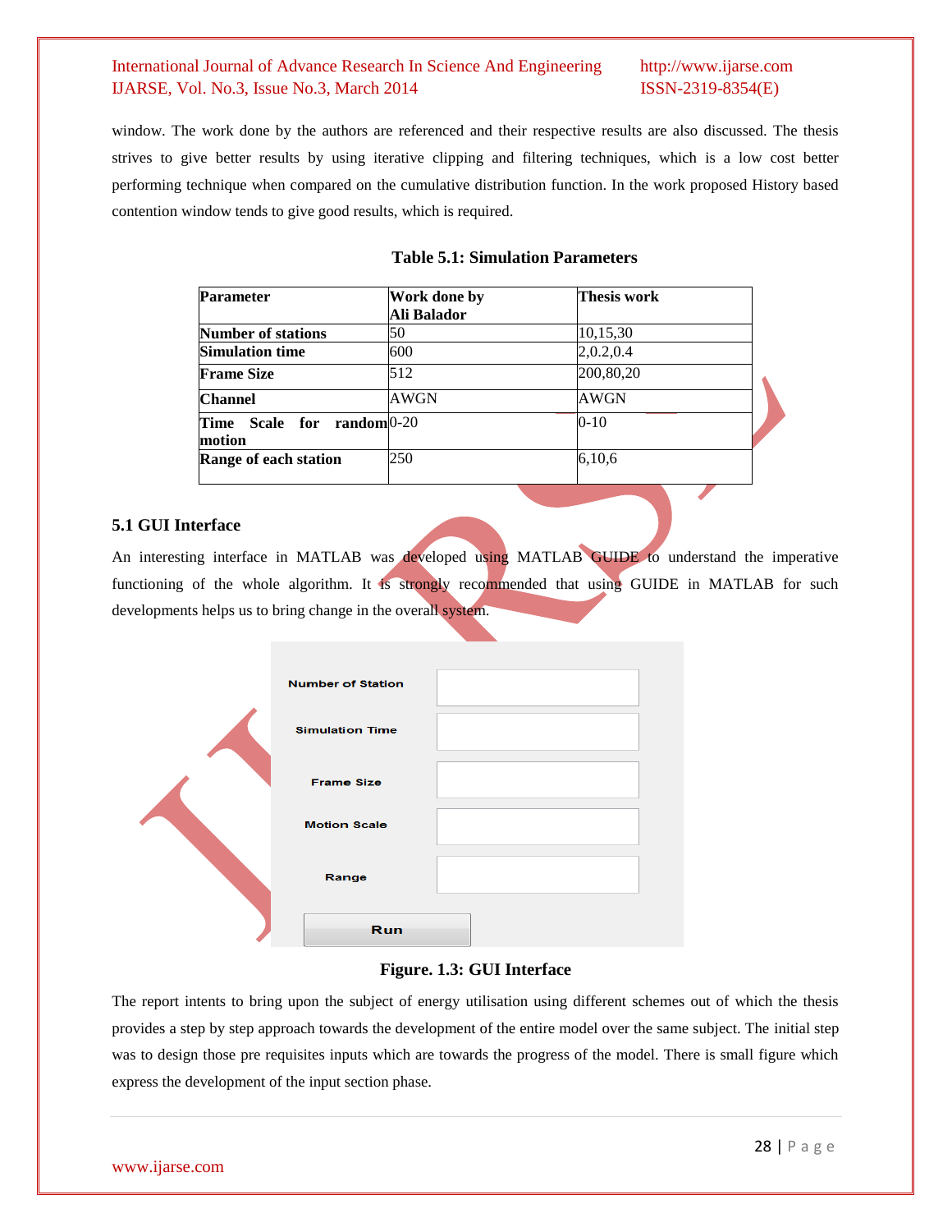window. The work done by the authors are referenced and their respective results are also discussed. The thesis strives to give better results by using iterative clipping and filtering techniques, which is a low cost better performing technique when compared on the cumulative distribution function. In the work proposed History based contention window tends to give good results, which is required.

**Table 5.1: Simulation Parameters**

| Parameter | Work done by Ali Balador | Thesis work |
|---|---|---|
| **Number of stations** | 50 | 10,15,30 |
| **Simulation time** | 600 | 2,0.2,0.4 |
| **Frame Size** | 512 | 200,80,20 |
| **Channel** | AWGN | AWGN |
| **Time Scale for random motion** | 0-20 | 0-10 |
| **Range of each station** | 250 | 6,10,6 |

### 5.1 GUI Interface

An interesting interface in MATLAB was developed using MATLAB GUIDE to understand the imperative functioning of the whole algorithm. It is strongly recommended that using GUIDE in MATLAB for such developments helps us to bring change in the overall system.

Number of Station

Simulation Time

Frame Size

Motion Scale

Range

Run

**Figure. 1.3: GUI Interface**

The report intents to bring upon the subject of energy utilisation using different schemes out of which the thesis provides a step by step approach towards the development of the entire model over the same subject. The initial step was to design those pre requisites inputs which are towards the progress of the model. There is small figure which express the development of the input section phase.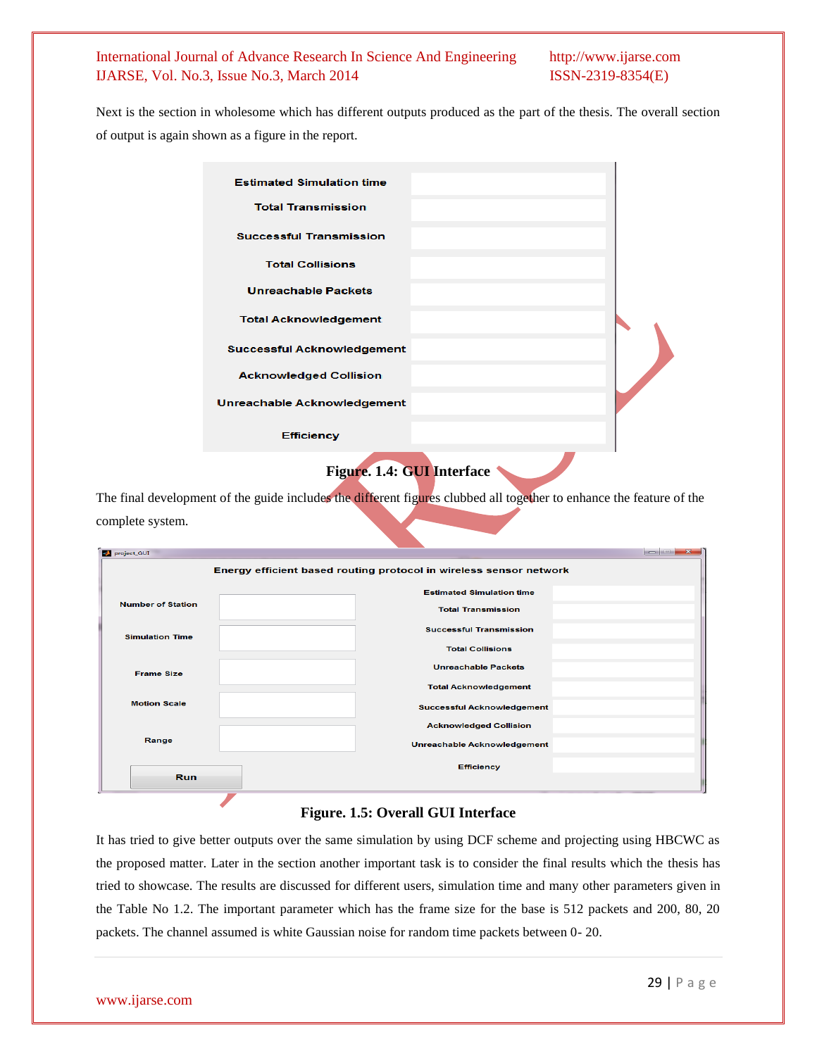Next is the section in wholesome which has different outputs produced as the part of the thesis. The overall section of output is again shown as a figure in the report.

Figure. 1.4: GUI Interface

The final development of the guide includes the different figures clubbed all together to enhance the feature of the complete system.

Figure. 1.5: Overall GUI Interface

It has tried to give better outputs over the same simulation by using DCF scheme and projecting using HBCWC as the proposed matter. Later in the section another important task is to consider the final results which the thesis has tried to showcase. The results are discussed for different users, simulation time and many other parameters given in the Table No 1.2. The important parameter which has the frame size for the base is 512 packets and 200, 80, 20 packets. The channel assumed is white Gaussian noise for random time packets between 0- 20.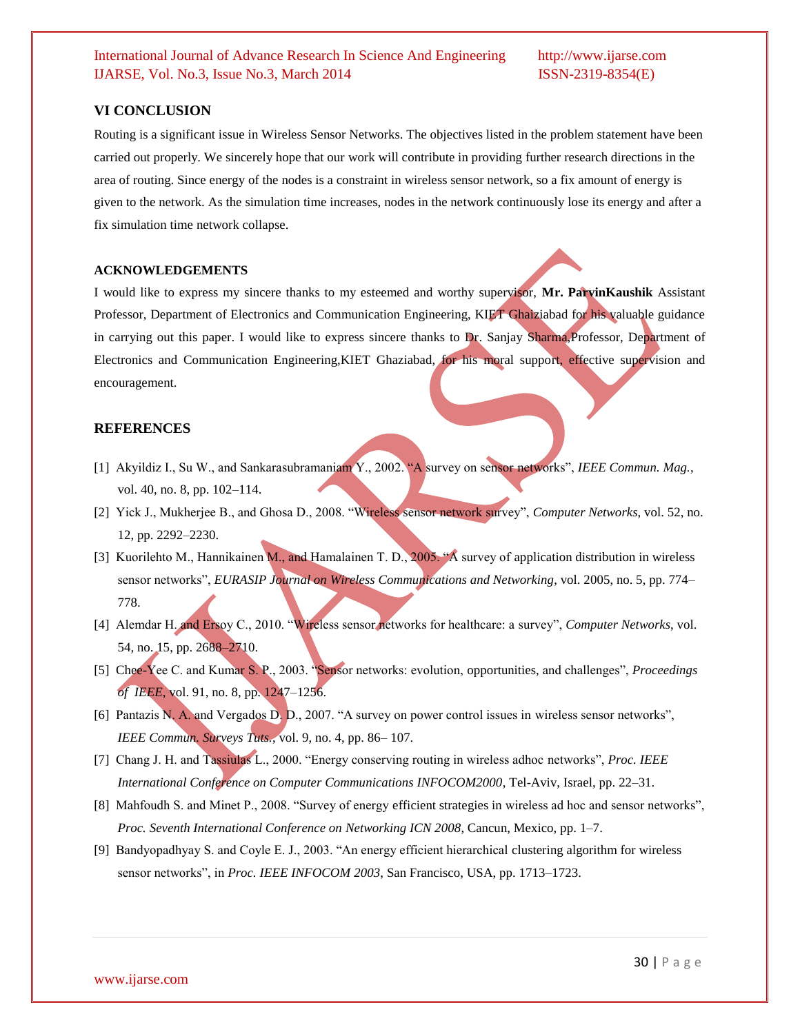## VI CONCLUSION

Routing is a significant issue in Wireless Sensor Networks. The objectives listed in the problem statement have been carried out properly. We sincerely hope that our work will contribute in providing further research directions in the area of routing. Since energy of the nodes is a constraint in wireless sensor network, so a fix amount of energy is given to the network. As the simulation time increases, nodes in the network continuously lose its energy and after a fix simulation time network collapse.

### ACKNOWLEDGEMENTS

I would like to express my sincere thanks to my esteemed and worthy supervisor, **Mr. ParvinKaushik** Assistant Professor, Department of Electronics and Communication Engineering, KIET Ghaiziabad for his valuable guidance in carrying out this paper. I would like to express sincere thanks to Dr. Sanjay Sharma,Professor, Department of Electronics and Communication Engineering,KIET Ghaziabad, for his moral support, effective supervision and encouragement.

## REFERENCES

[1] Akyildiz I., Su W., and Sankarasubramaniam Y., 2002. "A survey on sensor networks", *IEEE Commun. Mag.*, vol. 40, no. 8, pp. 102–114.

[2] Yick J., Mukherjee B., and Ghosa D., 2008. "Wireless sensor network survey", *Computer Networks*, vol. 52, no. 12, pp. 2292–2230.

[3] Kuorilehto M., Hannikainen M., and Hamalainen T. D., 2005. "A survey of application distribution in wireless sensor networks", *EURASIP Journal on Wireless Communications and Networking*, vol. 2005, no. 5, pp. 774–778.

[4] Alemdar H. and Ersoy C., 2010. "Wireless sensor networks for healthcare: a survey", *Computer Networks*, vol. 54, no. 15, pp. 2688–2710.

[5] Chee-Yee C. and Kumar S. P., 2003. "Sensor networks: evolution, opportunities, and challenges", *Proceedings of IEEE*, vol. 91, no. 8, pp. 1247–1256.

[6] Pantazis N. A. and Vergados D. D., 2007. "A survey on power control issues in wireless sensor networks", *IEEE Commun. Surveys Tuts.*, vol. 9, no. 4, pp. 86– 107.

[7] Chang J. H. and Tassiulas L., 2000. "Energy conserving routing in wireless adhoc networks", *Proc. IEEE International Conference on Computer Communications INFOCOM2000*, Tel-Aviv, Israel, pp. 22–31.

[8] Mahfoudh S. and Minet P., 2008. "Survey of energy efficient strategies in wireless ad hoc and sensor networks", *Proc. Seventh International Conference on Networking ICN 2008*, Cancun, Mexico, pp. 1–7.

[9] Bandyopadhyay S. and Coyle E. J., 2003. "An energy efficient hierarchical clustering algorithm for wireless sensor networks", in *Proc. IEEE INFOCOM 2003*, San Francisco, USA, pp. 1713–1723.